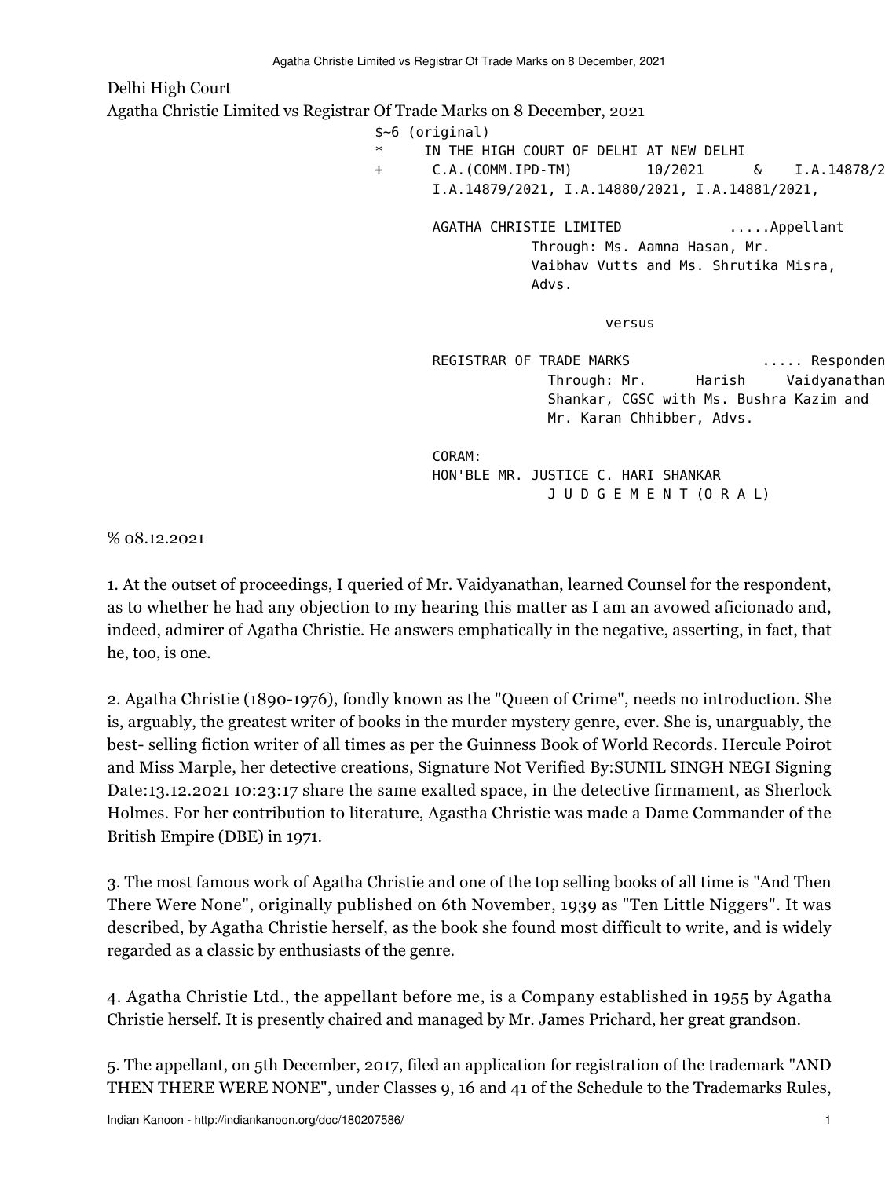Delhi High Court

Agatha Christie Limited vs Registrar Of Trade Marks on 8 December, 2021

```
$~6 (original)
*     IN THE HIGH COURT OF DELHI AT NEW DELHI
+      C.A.(COMM.IPD-TM)        10/2021      &    I.A.14878/2
       I.A.14879/2021, I.A.14880/2021, I.A.14881/2021,

       AGATHA CHRISTIE LIMITED              .....Appellant
                 Through: Ms. Aamna Hasan, Mr.
                 Vaibhav Vutts and Ms. Shrutika Misra,
                 Advs.

                             versus

       REGISTRAR OF TRADE MARKS                 ..... Responden
                   Through: Mr.      Harish     Vaidyanathan
                   Shankar, CGSC with Ms. Bushra Kazim and
                   Mr. Karan Chhibber, Advs.

       CORAM:
       HON'BLE MR. JUSTICE C. HARI SHANKAR
                   J U D G E M E N T (O R A L)
```

% 08.12.2021

1. At the outset of proceedings, I queried of Mr. Vaidyanathan, learned Counsel for the respondent, as to whether he had any objection to my hearing this matter as I am an avowed aficionado and, indeed, admirer of Agatha Christie. He answers emphatically in the negative, asserting, in fact, that he, too, is one.

2. Agatha Christie (1890-1976), fondly known as the "Queen of Crime", needs no introduction. She is, arguably, the greatest writer of books in the murder mystery genre, ever. She is, unarguably, the best- selling fiction writer of all times as per the Guinness Book of World Records. Hercule Poirot and Miss Marple, her detective creations, Signature Not Verified By:SUNIL SINGH NEGI Signing Date:13.12.2021 10:23:17 share the same exalted space, in the detective firmament, as Sherlock Holmes. For her contribution to literature, Agastha Christie was made a Dame Commander of the British Empire (DBE) in 1971.

3. The most famous work of Agatha Christie and one of the top selling books of all time is "And Then There Were None", originally published on 6th November, 1939 as "Ten Little Niggers". It was described, by Agatha Christie herself, as the book she found most difficult to write, and is widely regarded as a classic by enthusiasts of the genre.

4. Agatha Christie Ltd., the appellant before me, is a Company established in 1955 by Agatha Christie herself. It is presently chaired and managed by Mr. James Prichard, her great grandson.

5. The appellant, on 5th December, 2017, filed an application for registration of the trademark "AND THEN THERE WERE NONE", under Classes 9, 16 and 41 of the Schedule to the Trademarks Rules,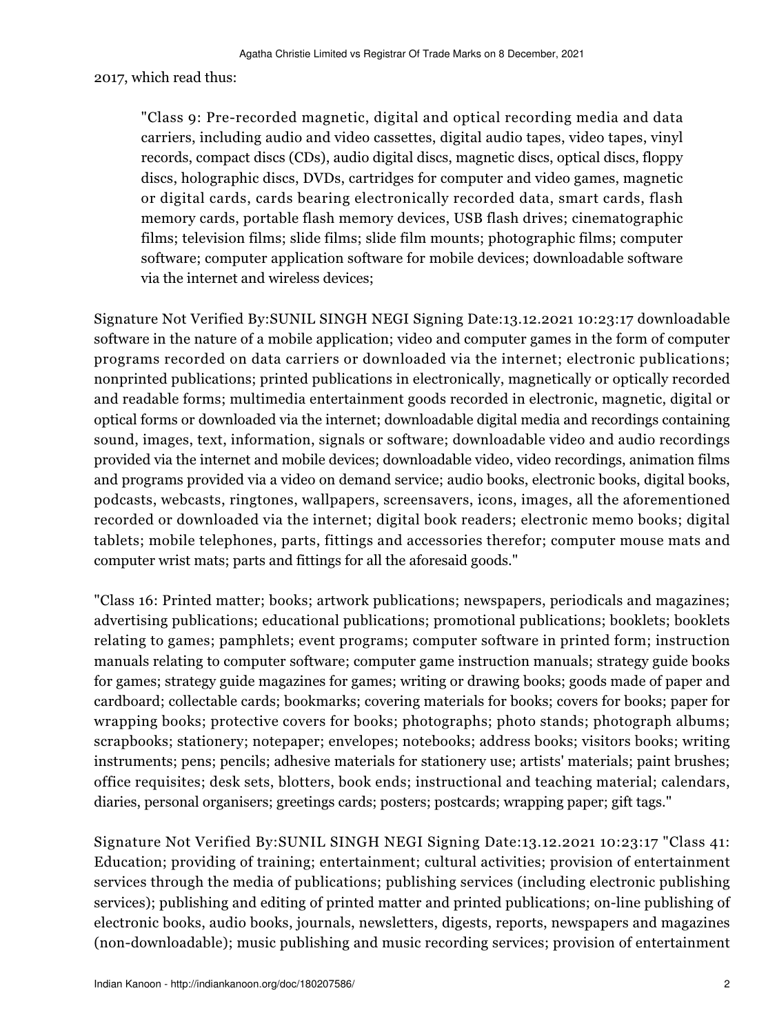2017, which read thus:

> "Class 9: Pre-recorded magnetic, digital and optical recording media and data carriers, including audio and video cassettes, digital audio tapes, video tapes, vinyl records, compact discs (CDs), audio digital discs, magnetic discs, optical discs, floppy discs, holographic discs, DVDs, cartridges for computer and video games, magnetic or digital cards, cards bearing electronically recorded data, smart cards, flash memory cards, portable flash memory devices, USB flash drives; cinematographic films; television films; slide films; slide film mounts; photographic films; computer software; computer application software for mobile devices; downloadable software via the internet and wireless devices;

Signature Not Verified By:SUNIL SINGH NEGI Signing Date:13.12.2021 10:23:17 downloadable software in the nature of a mobile application; video and computer games in the form of computer programs recorded on data carriers or downloaded via the internet; electronic publications; nonprinted publications; printed publications in electronically, magnetically or optically recorded and readable forms; multimedia entertainment goods recorded in electronic, magnetic, digital or optical forms or downloaded via the internet; downloadable digital media and recordings containing sound, images, text, information, signals or software; downloadable video and audio recordings provided via the internet and mobile devices; downloadable video, video recordings, animation films and programs provided via a video on demand service; audio books, electronic books, digital books, podcasts, webcasts, ringtones, wallpapers, screensavers, icons, images, all the aforementioned recorded or downloaded via the internet; digital book readers; electronic memo books; digital tablets; mobile telephones, parts, fittings and accessories therefor; computer mouse mats and computer wrist mats; parts and fittings for all the aforesaid goods."

"Class 16: Printed matter; books; artwork publications; newspapers, periodicals and magazines; advertising publications; educational publications; promotional publications; booklets; booklets relating to games; pamphlets; event programs; computer software in printed form; instruction manuals relating to computer software; computer game instruction manuals; strategy guide books for games; strategy guide magazines for games; writing or drawing books; goods made of paper and cardboard; collectable cards; bookmarks; covering materials for books; covers for books; paper for wrapping books; protective covers for books; photographs; photo stands; photograph albums; scrapbooks; stationery; notepaper; envelopes; notebooks; address books; visitors books; writing instruments; pens; pencils; adhesive materials for stationery use; artists' materials; paint brushes; office requisites; desk sets, blotters, book ends; instructional and teaching material; calendars, diaries, personal organisers; greetings cards; posters; postcards; wrapping paper; gift tags."

Signature Not Verified By:SUNIL SINGH NEGI Signing Date:13.12.2021 10:23:17 "Class 41: Education; providing of training; entertainment; cultural activities; provision of entertainment services through the media of publications; publishing services (including electronic publishing services); publishing and editing of printed matter and printed publications; on-line publishing of electronic books, audio books, journals, newsletters, digests, reports, newspapers and magazines (non-downloadable); music publishing and music recording services; provision of entertainment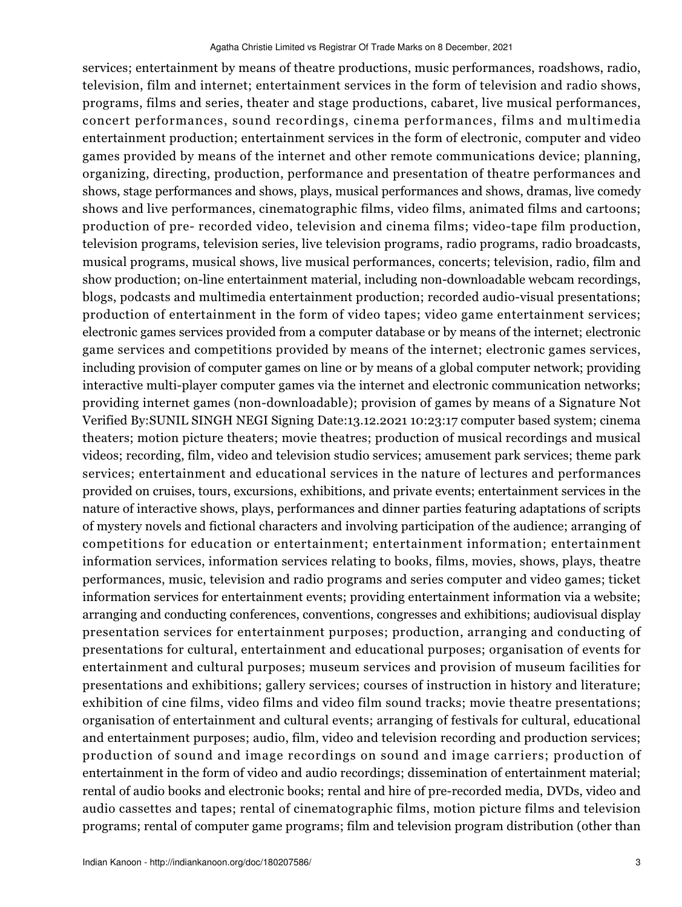services; entertainment by means of theatre productions, music performances, roadshows, radio, television, film and internet; entertainment services in the form of television and radio shows, programs, films and series, theater and stage productions, cabaret, live musical performances, concert performances, sound recordings, cinema performances, films and multimedia entertainment production; entertainment services in the form of electronic, computer and video games provided by means of the internet and other remote communications device; planning, organizing, directing, production, performance and presentation of theatre performances and shows, stage performances and shows, plays, musical performances and shows, dramas, live comedy shows and live performances, cinematographic films, video films, animated films and cartoons; production of pre- recorded video, television and cinema films; video-tape film production, television programs, television series, live television programs, radio programs, radio broadcasts, musical programs, musical shows, live musical performances, concerts; television, radio, film and show production; on-line entertainment material, including non-downloadable webcam recordings, blogs, podcasts and multimedia entertainment production; recorded audio-visual presentations; production of entertainment in the form of video tapes; video game entertainment services; electronic games services provided from a computer database or by means of the internet; electronic game services and competitions provided by means of the internet; electronic games services, including provision of computer games on line or by means of a global computer network; providing interactive multi-player computer games via the internet and electronic communication networks; providing internet games (non-downloadable); provision of games by means of a Signature Not Verified By:SUNIL SINGH NEGI Signing Date:13.12.2021 10:23:17 computer based system; cinema theaters; motion picture theaters; movie theatres; production of musical recordings and musical videos; recording, film, video and television studio services; amusement park services; theme park services; entertainment and educational services in the nature of lectures and performances provided on cruises, tours, excursions, exhibitions, and private events; entertainment services in the nature of interactive shows, plays, performances and dinner parties featuring adaptations of scripts of mystery novels and fictional characters and involving participation of the audience; arranging of competitions for education or entertainment; entertainment information; entertainment information services, information services relating to books, films, movies, shows, plays, theatre performances, music, television and radio programs and series computer and video games; ticket information services for entertainment events; providing entertainment information via a website; arranging and conducting conferences, conventions, congresses and exhibitions; audiovisual display presentation services for entertainment purposes; production, arranging and conducting of presentations for cultural, entertainment and educational purposes; organisation of events for entertainment and cultural purposes; museum services and provision of museum facilities for presentations and exhibitions; gallery services; courses of instruction in history and literature; exhibition of cine films, video films and video film sound tracks; movie theatre presentations; organisation of entertainment and cultural events; arranging of festivals for cultural, educational and entertainment purposes; audio, film, video and television recording and production services; production of sound and image recordings on sound and image carriers; production of entertainment in the form of video and audio recordings; dissemination of entertainment material; rental of audio books and electronic books; rental and hire of pre-recorded media, DVDs, video and audio cassettes and tapes; rental of cinematographic films, motion picture films and television programs; rental of computer game programs; film and television program distribution (other than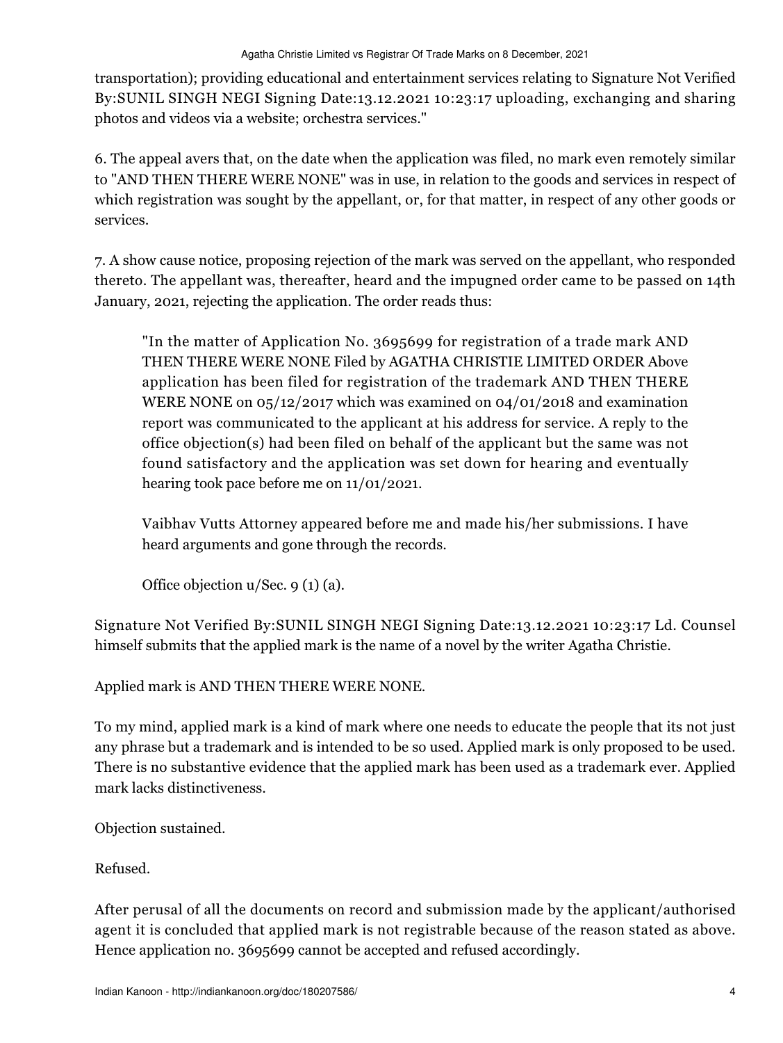transportation); providing educational and entertainment services relating to Signature Not Verified By:SUNIL SINGH NEGI Signing Date:13.12.2021 10:23:17 uploading, exchanging and sharing photos and videos via a website; orchestra services."

6. The appeal avers that, on the date when the application was filed, no mark even remotely similar to "AND THEN THERE WERE NONE" was in use, in relation to the goods and services in respect of which registration was sought by the appellant, or, for that matter, in respect of any other goods or services.

7. A show cause notice, proposing rejection of the mark was served on the appellant, who responded thereto. The appellant was, thereafter, heard and the impugned order came to be passed on 14th January, 2021, rejecting the application. The order reads thus:

> "In the matter of Application No. 3695699 for registration of a trade mark AND THEN THERE WERE NONE Filed by AGATHA CHRISTIE LIMITED ORDER Above application has been filed for registration of the trademark AND THEN THERE WERE NONE on 05/12/2017 which was examined on 04/01/2018 and examination report was communicated to the applicant at his address for service. A reply to the office objection(s) had been filed on behalf of the applicant but the same was not found satisfactory and the application was set down for hearing and eventually hearing took pace before me on 11/01/2021.
>
> Vaibhav Vutts Attorney appeared before me and made his/her submissions. I have heard arguments and gone through the records.
>
> Office objection u/Sec. 9 (1) (a).

Signature Not Verified By:SUNIL SINGH NEGI Signing Date:13.12.2021 10:23:17 Ld. Counsel himself submits that the applied mark is the name of a novel by the writer Agatha Christie.

Applied mark is AND THEN THERE WERE NONE.

To my mind, applied mark is a kind of mark where one needs to educate the people that its not just any phrase but a trademark and is intended to be so used. Applied mark is only proposed to be used. There is no substantive evidence that the applied mark has been used as a trademark ever. Applied mark lacks distinctiveness.

Objection sustained.

Refused.

After perusal of all the documents on record and submission made by the applicant/authorised agent it is concluded that applied mark is not registrable because of the reason stated as above. Hence application no. 3695699 cannot be accepted and refused accordingly.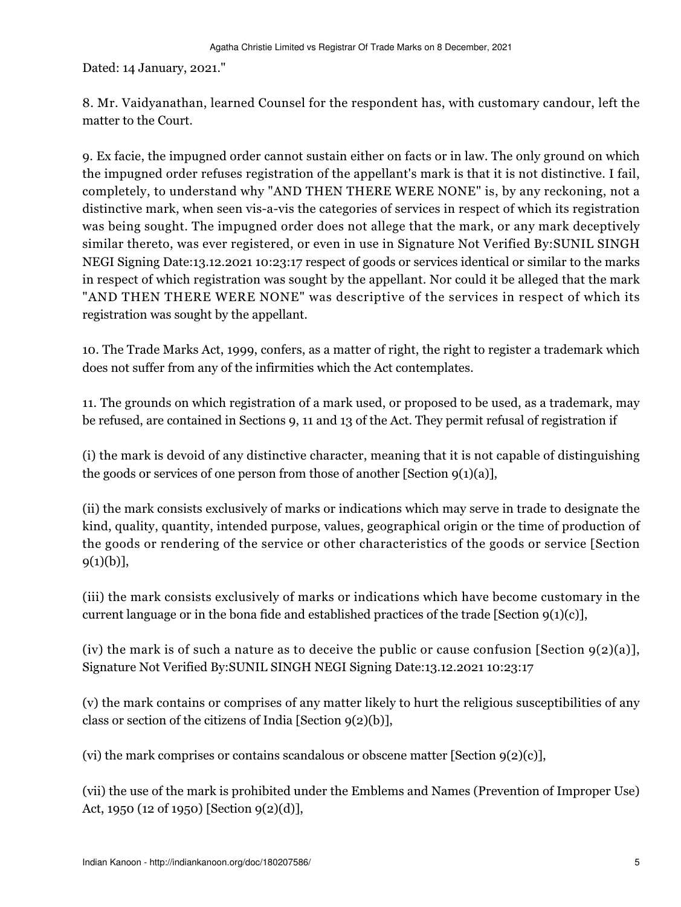Dated: 14 January, 2021."

8. Mr. Vaidyanathan, learned Counsel for the respondent has, with customary candour, left the matter to the Court.

9. Ex facie, the impugned order cannot sustain either on facts or in law. The only ground on which the impugned order refuses registration of the appellant's mark is that it is not distinctive. I fail, completely, to understand why "AND THEN THERE WERE NONE" is, by any reckoning, not a distinctive mark, when seen vis-a-vis the categories of services in respect of which its registration was being sought. The impugned order does not allege that the mark, or any mark deceptively similar thereto, was ever registered, or even in use in Signature Not Verified By:SUNIL SINGH NEGI Signing Date:13.12.2021 10:23:17 respect of goods or services identical or similar to the marks in respect of which registration was sought by the appellant. Nor could it be alleged that the mark "AND THEN THERE WERE NONE" was descriptive of the services in respect of which its registration was sought by the appellant.

10. The Trade Marks Act, 1999, confers, as a matter of right, the right to register a trademark which does not suffer from any of the infirmities which the Act contemplates.

11. The grounds on which registration of a mark used, or proposed to be used, as a trademark, may be refused, are contained in Sections 9, 11 and 13 of the Act. They permit refusal of registration if

(i) the mark is devoid of any distinctive character, meaning that it is not capable of distinguishing the goods or services of one person from those of another [Section 9(1)(a)],

(ii) the mark consists exclusively of marks or indications which may serve in trade to designate the kind, quality, quantity, intended purpose, values, geographical origin or the time of production of the goods or rendering of the service or other characteristics of the goods or service [Section 9(1)(b)],

(iii) the mark consists exclusively of marks or indications which have become customary in the current language or in the bona fide and established practices of the trade [Section 9(1)(c)],

(iv) the mark is of such a nature as to deceive the public or cause confusion [Section 9(2)(a)], Signature Not Verified By:SUNIL SINGH NEGI Signing Date:13.12.2021 10:23:17

(v) the mark contains or comprises of any matter likely to hurt the religious susceptibilities of any class or section of the citizens of India [Section 9(2)(b)],

(vi) the mark comprises or contains scandalous or obscene matter [Section 9(2)(c)],

(vii) the use of the mark is prohibited under the Emblems and Names (Prevention of Improper Use) Act, 1950 (12 of 1950) [Section 9(2)(d)],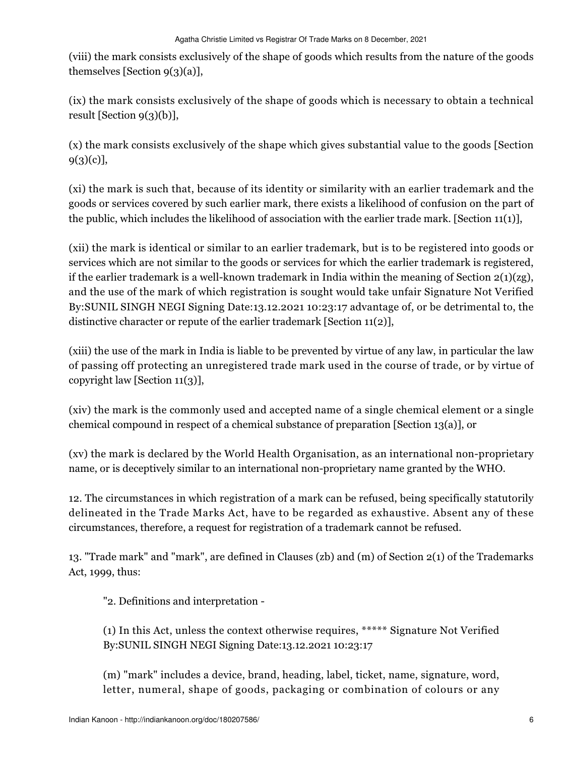(viii) the mark consists exclusively of the shape of goods which results from the nature of the goods themselves [Section 9(3)(a)],

(ix) the mark consists exclusively of the shape of goods which is necessary to obtain a technical result [Section 9(3)(b)],

(x) the mark consists exclusively of the shape which gives substantial value to the goods [Section 9(3)(c)],

(xi) the mark is such that, because of its identity or similarity with an earlier trademark and the goods or services covered by such earlier mark, there exists a likelihood of confusion on the part of the public, which includes the likelihood of association with the earlier trade mark. [Section 11(1)],

(xii) the mark is identical or similar to an earlier trademark, but is to be registered into goods or services which are not similar to the goods or services for which the earlier trademark is registered, if the earlier trademark is a well-known trademark in India within the meaning of Section 2(1)(zg), and the use of the mark of which registration is sought would take unfair Signature Not Verified By:SUNIL SINGH NEGI Signing Date:13.12.2021 10:23:17 advantage of, or be detrimental to, the distinctive character or repute of the earlier trademark [Section 11(2)],

(xiii) the use of the mark in India is liable to be prevented by virtue of any law, in particular the law of passing off protecting an unregistered trade mark used in the course of trade, or by virtue of copyright law [Section 11(3)],

(xiv) the mark is the commonly used and accepted name of a single chemical element or a single chemical compound in respect of a chemical substance of preparation [Section 13(a)], or

(xv) the mark is declared by the World Health Organisation, as an international non-proprietary name, or is deceptively similar to an international non-proprietary name granted by the WHO.

12. The circumstances in which registration of a mark can be refused, being specifically statutorily delineated in the Trade Marks Act, have to be regarded as exhaustive. Absent any of these circumstances, therefore, a request for registration of a trademark cannot be refused.

13. "Trade mark" and "mark", are defined in Clauses (zb) and (m) of Section 2(1) of the Trademarks Act, 1999, thus:

> "2. Definitions and interpretation -
>
> (1) In this Act, unless the context otherwise requires, ***** Signature Not Verified By:SUNIL SINGH NEGI Signing Date:13.12.2021 10:23:17
>
> (m) "mark" includes a device, brand, heading, label, ticket, name, signature, word, letter, numeral, shape of goods, packaging or combination of colours or any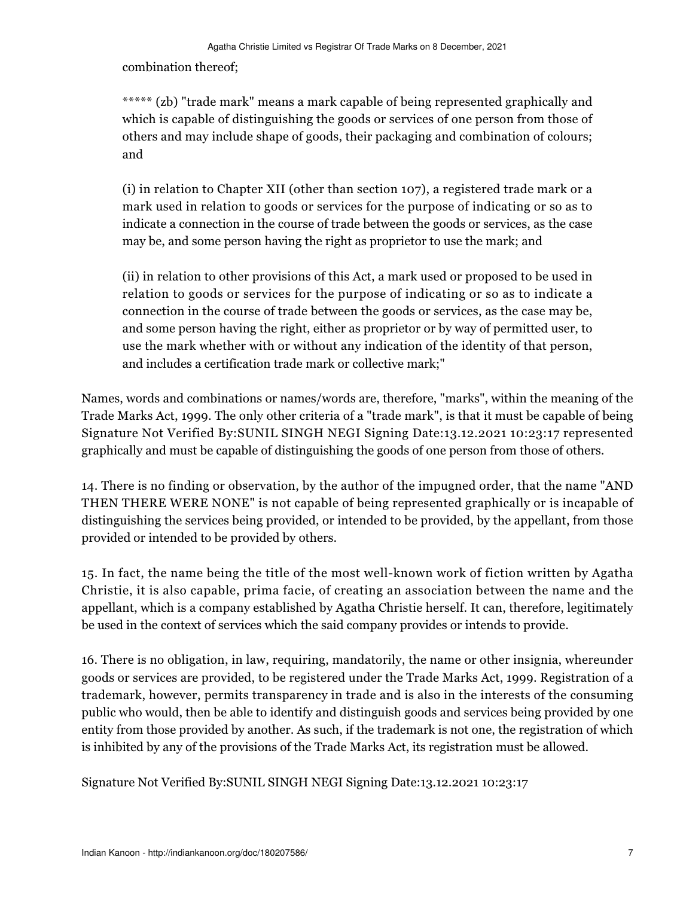combination thereof;

> ***** (zb) "trade mark" means a mark capable of being represented graphically and which is capable of distinguishing the goods or services of one person from those of others and may include shape of goods, their packaging and combination of colours; and
>
> (i) in relation to Chapter XII (other than section 107), a registered trade mark or a mark used in relation to goods or services for the purpose of indicating or so as to indicate a connection in the course of trade between the goods or services, as the case may be, and some person having the right as proprietor to use the mark; and
>
> (ii) in relation to other provisions of this Act, a mark used or proposed to be used in relation to goods or services for the purpose of indicating or so as to indicate a connection in the course of trade between the goods or services, as the case may be, and some person having the right, either as proprietor or by way of permitted user, to use the mark whether with or without any indication of the identity of that person, and includes a certification trade mark or collective mark;"

Names, words and combinations or names/words are, therefore, "marks", within the meaning of the Trade Marks Act, 1999. The only other criteria of a "trade mark", is that it must be capable of being Signature Not Verified By:SUNIL SINGH NEGI Signing Date:13.12.2021 10:23:17 represented graphically and must be capable of distinguishing the goods of one person from those of others.

14. There is no finding or observation, by the author of the impugned order, that the name "AND THEN THERE WERE NONE" is not capable of being represented graphically or is incapable of distinguishing the services being provided, or intended to be provided, by the appellant, from those provided or intended to be provided by others.

15. In fact, the name being the title of the most well-known work of fiction written by Agatha Christie, it is also capable, prima facie, of creating an association between the name and the appellant, which is a company established by Agatha Christie herself. It can, therefore, legitimately be used in the context of services which the said company provides or intends to provide.

16. There is no obligation, in law, requiring, mandatorily, the name or other insignia, whereunder goods or services are provided, to be registered under the Trade Marks Act, 1999. Registration of a trademark, however, permits transparency in trade and is also in the interests of the consuming public who would, then be able to identify and distinguish goods and services being provided by one entity from those provided by another. As such, if the trademark is not one, the registration of which is inhibited by any of the provisions of the Trade Marks Act, its registration must be allowed.

Signature Not Verified By:SUNIL SINGH NEGI Signing Date:13.12.2021 10:23:17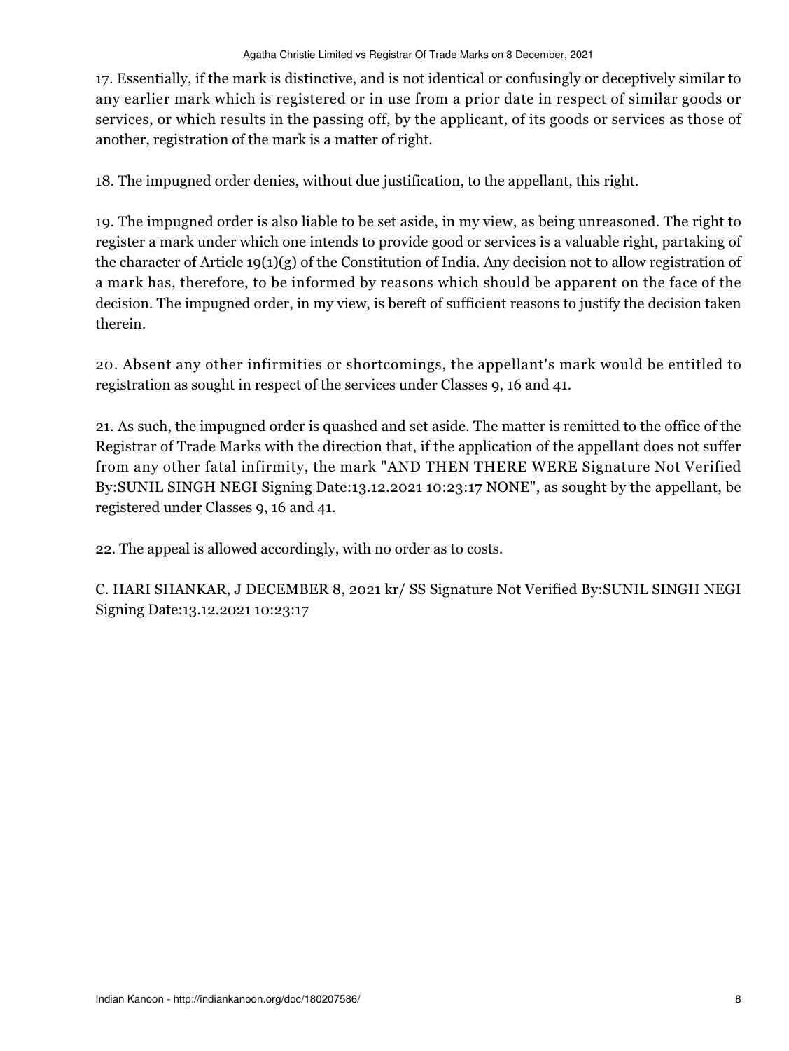17. Essentially, if the mark is distinctive, and is not identical or confusingly or deceptively similar to any earlier mark which is registered or in use from a prior date in respect of similar goods or services, or which results in the passing off, by the applicant, of its goods or services as those of another, registration of the mark is a matter of right.

18. The impugned order denies, without due justification, to the appellant, this right.

19. The impugned order is also liable to be set aside, in my view, as being unreasoned. The right to register a mark under which one intends to provide good or services is a valuable right, partaking of the character of Article 19(1)(g) of the Constitution of India. Any decision not to allow registration of a mark has, therefore, to be informed by reasons which should be apparent on the face of the decision. The impugned order, in my view, is bereft of sufficient reasons to justify the decision taken therein.

20. Absent any other infirmities or shortcomings, the appellant's mark would be entitled to registration as sought in respect of the services under Classes 9, 16 and 41.

21. As such, the impugned order is quashed and set aside. The matter is remitted to the office of the Registrar of Trade Marks with the direction that, if the application of the appellant does not suffer from any other fatal infirmity, the mark "AND THEN THERE WERE Signature Not Verified By:SUNIL SINGH NEGI Signing Date:13.12.2021 10:23:17 NONE", as sought by the appellant, be registered under Classes 9, 16 and 41.

22. The appeal is allowed accordingly, with no order as to costs.

C. HARI SHANKAR, J DECEMBER 8, 2021 kr/ SS Signature Not Verified By:SUNIL SINGH NEGI Signing Date:13.12.2021 10:23:17